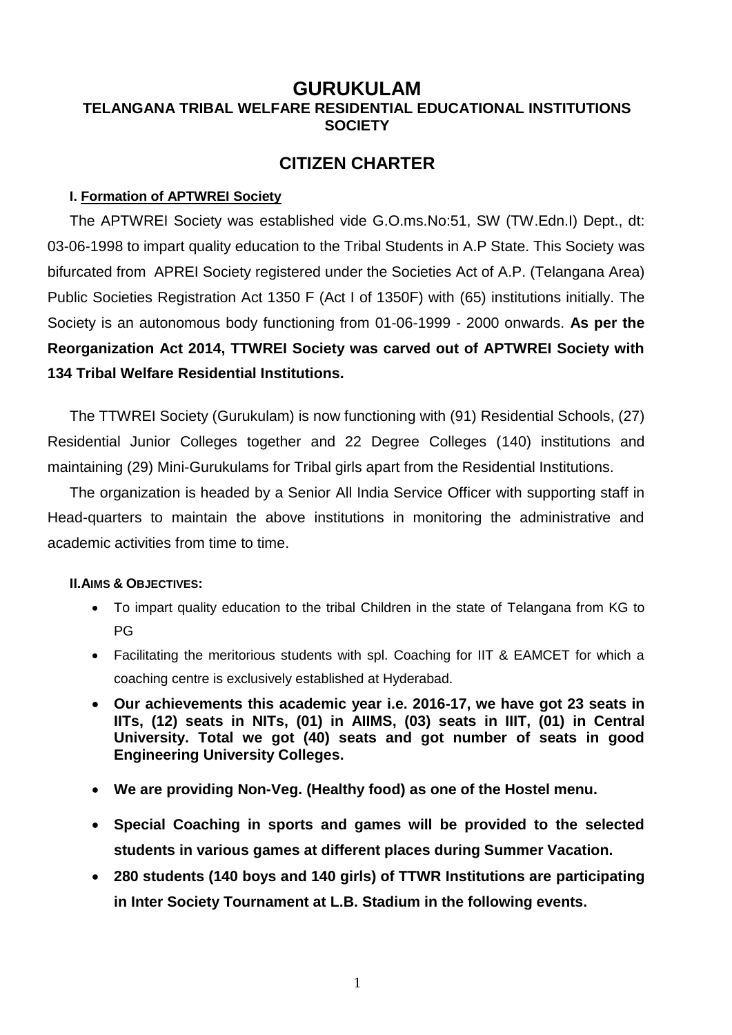# GURUKULAM

## TELANGANA TRIBAL WELFARE RESIDENTIAL EDUCATIONAL INSTITUTIONS SOCIETY

## CITIZEN CHARTER

### I. Formation of APTWREI Society

The APTWREI Society was established vide G.O.ms.No:51, SW (TW.Edn.I) Dept., dt: 03-06-1998 to impart quality education to the Tribal Students in A.P State. This Society was bifurcated from APREI Society registered under the Societies Act of A.P. (Telangana Area) Public Societies Registration Act 1350 F (Act I of 1350F) with (65) institutions initially. The Society is an autonomous body functioning from 01-06-1999 - 2000 onwards. **As per the Reorganization Act 2014, TTWREI Society was carved out of APTWREI Society with 134 Tribal Welfare Residential Institutions.**

The TTWREI Society (Gurukulam) is now functioning with (91) Residential Schools, (27) Residential Junior Colleges together and 22 Degree Colleges (140) institutions and maintaining (29) Mini-Gurukulams for Tribal girls apart from the Residential Institutions.

The organization is headed by a Senior All India Service Officer with supporting staff in Head-quarters to maintain the above institutions in monitoring the administrative and academic activities from time to time.

### II. AIMS & OBJECTIVES:

- To impart quality education to the tribal Children in the state of Telangana from KG to PG
- Facilitating the meritorious students with spl. Coaching for IIT & EAMCET for which a coaching centre is exclusively established at Hyderabad.
- **Our achievements this academic year i.e. 2016-17, we have got 23 seats in IITs, (12) seats in NITs, (01) in AIIMS, (03) seats in IIIT, (01) in Central University. Total we got (40) seats and got number of seats in good Engineering University Colleges.**
- **We are providing Non-Veg. (Healthy food) as one of the Hostel menu.**
- **Special Coaching in sports and games will be provided to the selected students in various games at different places during Summer Vacation.**
- **280 students (140 boys and 140 girls) of TTWR Institutions are participating in Inter Society Tournament at L.B. Stadium in the following events.**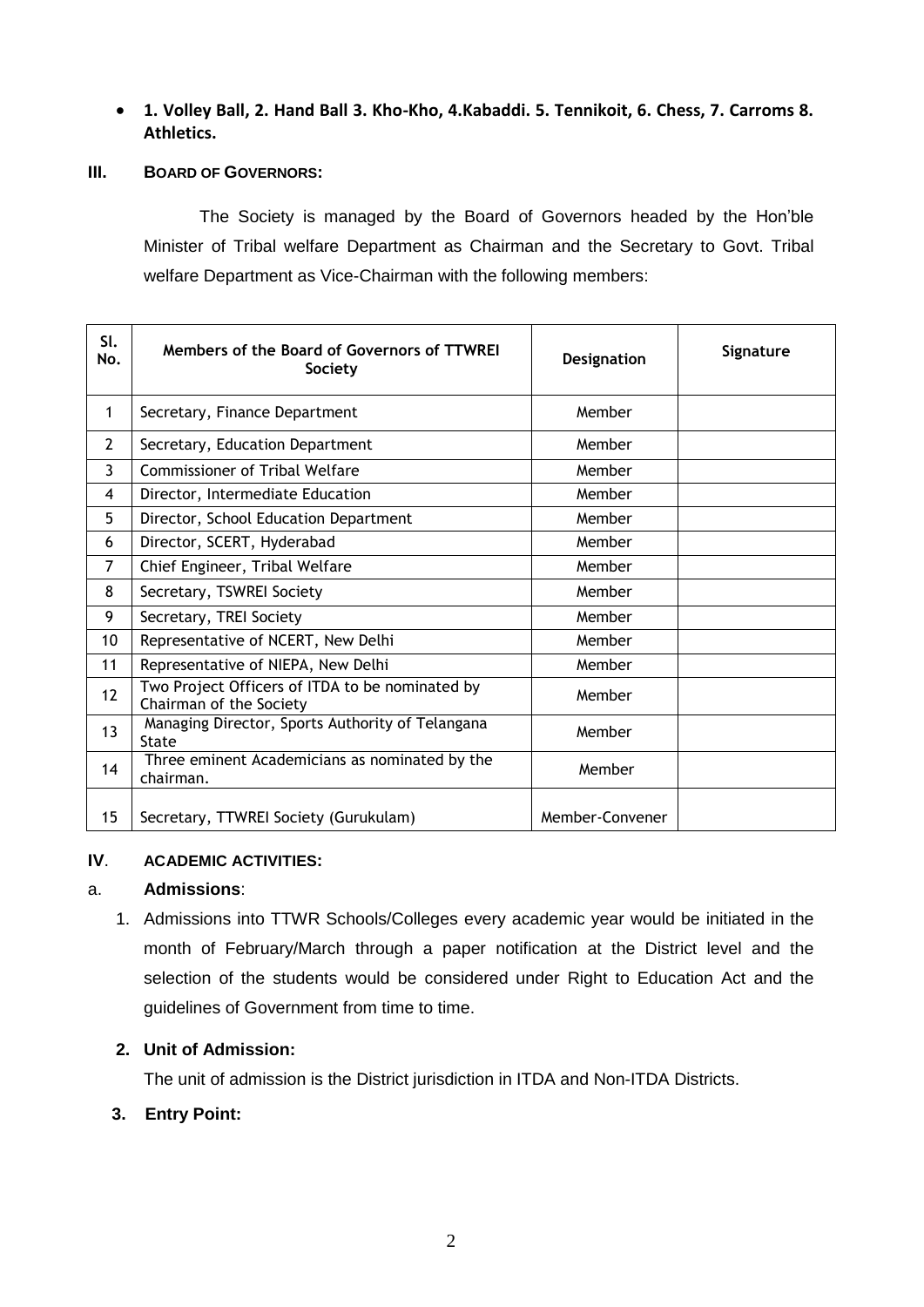- **1. Volley Ball, 2. Hand Ball 3. Kho-Kho, 4.Kabaddi. 5. Tennikoit, 6. Chess, 7. Carroms 8. Athletics.**

## III. BOARD OF GOVERNORS:

The Society is managed by the Board of Governors headed by the Hon'ble Minister of Tribal welfare Department as Chairman and the Secretary to Govt. Tribal welfare Department as Vice-Chairman with the following members:

| Sl. No. | Members of the Board of Governors of TTWREI Society | Designation | Signature |
|---|---|---|---|
| 1 | Secretary, Finance Department | Member | |
| 2 | Secretary, Education Department | Member | |
| 3 | Commissioner of Tribal Welfare | Member | |
| 4 | Director, Intermediate Education | Member | |
| 5 | Director, School Education Department | Member | |
| 6 | Director, SCERT, Hyderabad | Member | |
| 7 | Chief Engineer, Tribal Welfare | Member | |
| 8 | Secretary, TSWREI Society | Member | |
| 9 | Secretary, TREI Society | Member | |
| 10 | Representative of NCERT, New Delhi | Member | |
| 11 | Representative of NIEPA, New Delhi | Member | |
| 12 | Two Project Officers of ITDA to be nominated by Chairman of the Society | Member | |
| 13 | Managing Director, Sports Authority of Telangana State | Member | |
| 14 | Three eminent Academicians as nominated by the chairman. | Member | |
| 15 | Secretary, TTWREI Society (Gurukulam) | Member-Convener | |

## IV. ACADEMIC ACTIVITIES:

### a. Admissions:

1. Admissions into TTWR Schools/Colleges every academic year would be initiated in the month of February/March through a paper notification at the District level and the selection of the students would be considered under Right to Education Act and the guidelines of Government from time to time.

2. **Unit of Admission:**

   The unit of admission is the District jurisdiction in ITDA and Non-ITDA Districts.

3. **Entry Point:**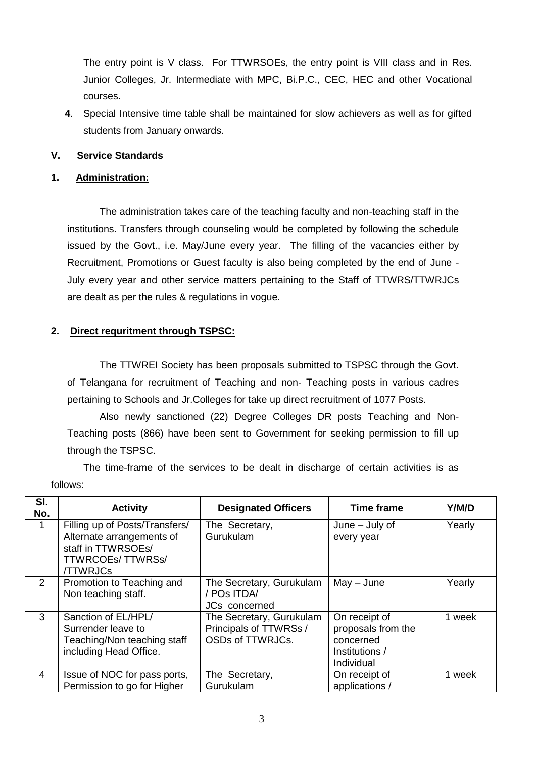The entry point is V class. For TTWRSOEs, the entry point is VIII class and in Res. Junior Colleges, Jr. Intermediate with MPC, Bi.P.C., CEC, HEC and other Vocational courses.

**4**. Special Intensive time table shall be maintained for slow achievers as well as for gifted students from January onwards.

## V. Service Standards

### 1. Administration:

The administration takes care of the teaching faculty and non-teaching staff in the institutions. Transfers through counseling would be completed by following the schedule issued by the Govt., i.e. May/June every year. The filling of the vacancies either by Recruitment, Promotions or Guest faculty is also being completed by the end of June - July every year and other service matters pertaining to the Staff of TTWRS/TTWRJCs are dealt as per the rules & regulations in vogue.

### 2. Direct requritment through TSPSC:

The TTWREI Society has been proposals submitted to TSPSC through the Govt. of Telangana for recruitment of Teaching and non- Teaching posts in various cadres pertaining to Schools and Jr.Colleges for take up direct recruitment of 1077 Posts.

Also newly sanctioned (22) Degree Colleges DR posts Teaching and Non-Teaching posts (866) have been sent to Government for seeking permission to fill up through the TSPSC.

The time-frame of the services to be dealt in discharge of certain activities is as follows:

| Sl. No. | Activity | Designated Officers | Time frame | Y/M/D |
|---|---|---|---|---|
| 1 | Filling up of Posts/Transfers/ Alternate arrangements of staff in TTWRSOEs/ TTWRCOEs/ TTWRSs/ /TTWRJCs | The Secretary, Gurukulam | June – July of every year | Yearly |
| 2 | Promotion to Teaching and Non teaching staff. | The Secretary, Gurukulam / POs ITDA/ JCs concerned | May – June | Yearly |
| 3 | Sanction of EL/HPL/ Surrender leave to Teaching/Non teaching staff including Head Office. | The Secretary, Gurukulam Principals of TTWRSs / OSDs of TTWRJCs. | On receipt of proposals from the concerned Institutions / Individual | 1 week |
| 4 | Issue of NOC for pass ports, Permission to go for Higher | The Secretary, Gurukulam | On receipt of applications / | 1 week |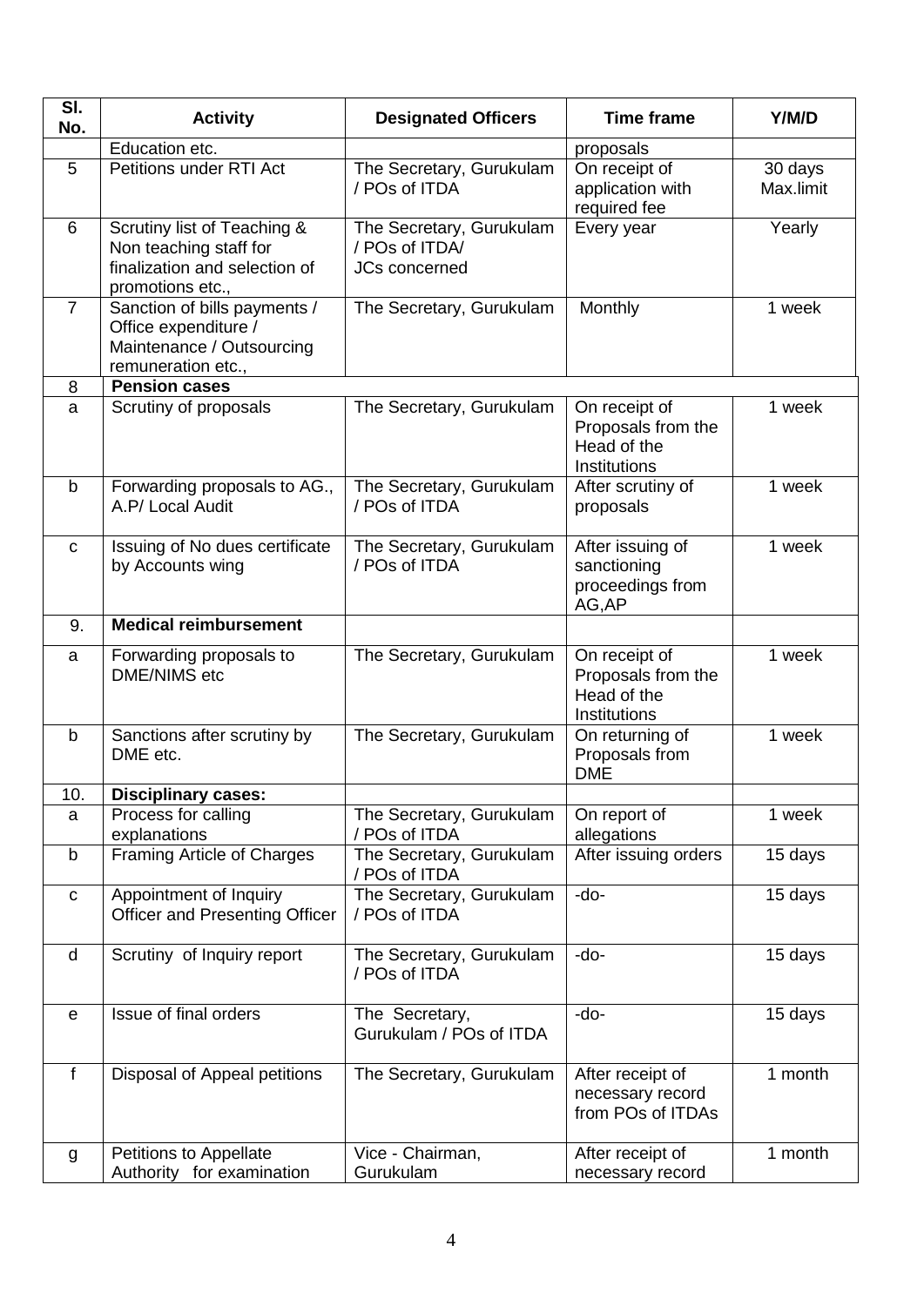| Sl. No. | Activity | Designated Officers | Time frame | Y/M/D |
|---|---|---|---|---|
| | Education etc. | | proposals | |
| 5 | Petitions under RTI Act | The Secretary, Gurukulam / POs of ITDA | On receipt of application with required fee | 30 days Max.limit |
| 6 | Scrutiny list of Teaching & Non teaching staff for finalization and selection of promotions etc., | The Secretary, Gurukulam / POs of ITDA/ JCs concerned | Every year | Yearly |
| 7 | Sanction of bills payments / Office expenditure / Maintenance / Outsourcing remuneration etc., | The Secretary, Gurukulam | Monthly | 1 week |
| 8 | **Pension cases** | | | |
| a | Scrutiny of proposals | The Secretary, Gurukulam | On receipt of Proposals from the Head of the Institutions | 1 week |
| b | Forwarding proposals to AG., A.P/ Local Audit | The Secretary, Gurukulam / POs of ITDA | After scrutiny of proposals | 1 week |
| c | Issuing of No dues certificate by Accounts wing | The Secretary, Gurukulam / POs of ITDA | After issuing of sanctioning proceedings from AG,AP | 1 week |
| 9. | **Medical reimbursement** | | | |
| a | Forwarding proposals to DME/NIMS etc | The Secretary, Gurukulam | On receipt of Proposals from the Head of the Institutions | 1 week |
| b | Sanctions after scrutiny by DME etc. | The Secretary, Gurukulam | On returning of Proposals from DME | 1 week |
| 10. | **Disciplinary cases:** | | | |
| a | Process for calling explanations | The Secretary, Gurukulam / POs of ITDA | On report of allegations | 1 week |
| b | Framing Article of Charges | The Secretary, Gurukulam / POs of ITDA | After issuing orders | 15 days |
| c | Appointment of Inquiry Officer and Presenting Officer | The Secretary, Gurukulam / POs of ITDA | -do- | 15 days |
| d | Scrutiny of Inquiry report | The Secretary, Gurukulam / POs of ITDA | -do- | 15 days |
| e | Issue of final orders | The Secretary, Gurukulam / POs of ITDA | -do- | 15 days |
| f | Disposal of Appeal petitions | The Secretary, Gurukulam | After receipt of necessary record from POs of ITDAs | 1 month |
| g | Petitions to Appellate Authority for examination | Vice - Chairman, Gurukulam | After receipt of necessary record | 1 month |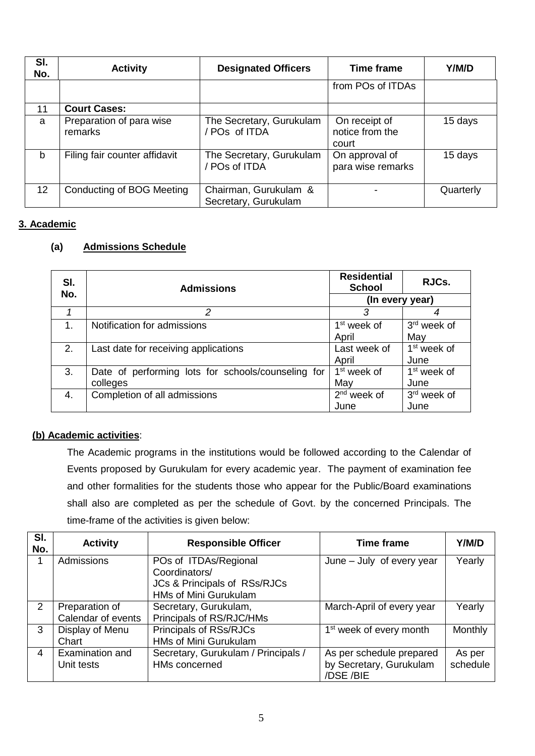| Sl. No. | Activity | Designated Officers | Time frame | Y/M/D |
|---|---|---|---|---|
| | | | from POs of ITDAs | |
| 11 | **Court Cases:** | | | |
| a | Preparation of para wise remarks | The Secretary, Gurukulam / POs of ITDA | On receipt of notice from the court | 15 days |
| b | Filing fair counter affidavit | The Secretary, Gurukulam / POs of ITDA | On approval of para wise remarks | 15 days |
| 12 | Conducting of BOG Meeting | Chairman, Gurukulam & Secretary, Gurukulam | - | Quarterly |

**3. Academic**

**(a) Admissions Schedule**

| Sl. No. | Admissions | Residential School | RJCs. |
|---|---|---|---|
| | | (In every year) | |
| *1* | *2* | *3* | *4* |
| 1. | Notification for admissions | 1st week of April | 3rd week of May |
| 2. | Last date for receiving applications | Last week of April | 1st week of June |
| 3. | Date of performing lots for schools/counseling for colleges | 1st week of May | 1st week of June |
| 4. | Completion of all admissions | 2nd week of June | 3rd week of June |

**(b) Academic activities**:

The Academic programs in the institutions would be followed according to the Calendar of Events proposed by Gurukulam for every academic year. The payment of examination fee and other formalities for the students those who appear for the Public/Board examinations shall also are completed as per the schedule of Govt. by the concerned Principals. The time-frame of the activities is given below:

| Sl. No. | Activity | Responsible Officer | Time frame | Y/M/D |
|---|---|---|---|---|
| 1 | Admissions | POs of ITDAs/Regional Coordinators/ JCs & Principals of RSs/RJCs HMs of Mini Gurukulam | June – July of every year | Yearly |
| 2 | Preparation of Calendar of events | Secretary, Gurukulam, Principals of RS/RJC/HMs | March-April of every year | Yearly |
| 3 | Display of Menu Chart | Principals of RSs/RJCs HMs of Mini Gurukulam | 1st week of every month | Monthly |
| 4 | Examination and Unit tests | Secretary, Gurukulam / Principals / HMs concerned | As per schedule prepared by Secretary, Gurukulam /DSE /BIE | As per schedule |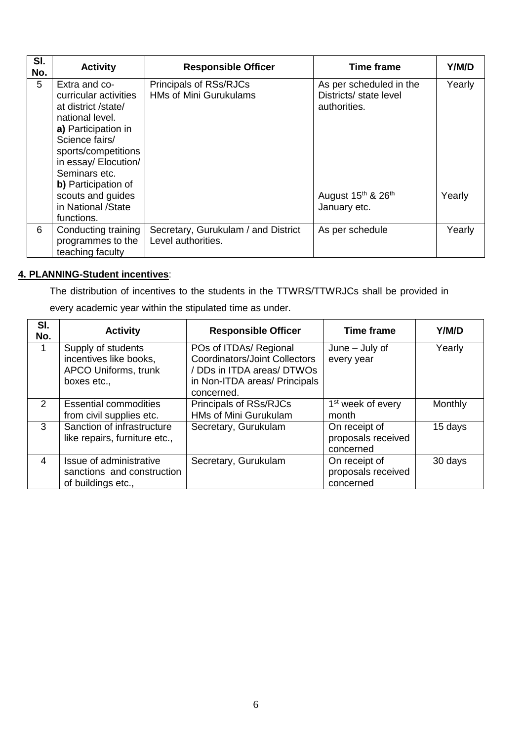| Sl. No. | Activity | Responsible Officer | Time frame | Y/M/D |
|---|---|---|---|---|
| 5 | Extra and co-curricular activities at district /state/ national level.<br>**a)** Participation in Science fairs/ sports/competitions in essay/ Elocution/ Seminars etc.<br>**b)** Participation of scouts and guides in National /State functions. | Principals of RSs/RJCs<br>HMs of Mini Gurukulams | As per scheduled in the Districts/ state level authorities.<br><br>August 15th & 26th January etc. | Yearly<br><br>Yearly |
| 6 | Conducting training programmes to the teaching faculty | Secretary, Gurukulam / and District Level authorities. | As per schedule | Yearly |

## 4. PLANNING-Student incentives:

The distribution of incentives to the students in the TTWRS/TTWRJCs shall be provided in every academic year within the stipulated time as under.

| Sl. No. | Activity | Responsible Officer | Time frame | Y/M/D |
|---|---|---|---|---|
| 1 | Supply of students incentives like books, APCO Uniforms, trunk boxes etc., | POs of ITDAs/ Regional Coordinators/Joint Collectors / DDs in ITDA areas/ DTWOs in Non-ITDA areas/ Principals concerned. | June – July of every year | Yearly |
| 2 | Essential commodities from civil supplies etc. | Principals of RSs/RJCs<br>HMs of Mini Gurukulam | 1st week of every month | Monthly |
| 3 | Sanction of infrastructure like repairs, furniture etc., | Secretary, Gurukulam | On receipt of proposals received concerned | 15 days |
| 4 | Issue of administrative sanctions and construction of buildings etc., | Secretary, Gurukulam | On receipt of proposals received concerned | 30 days |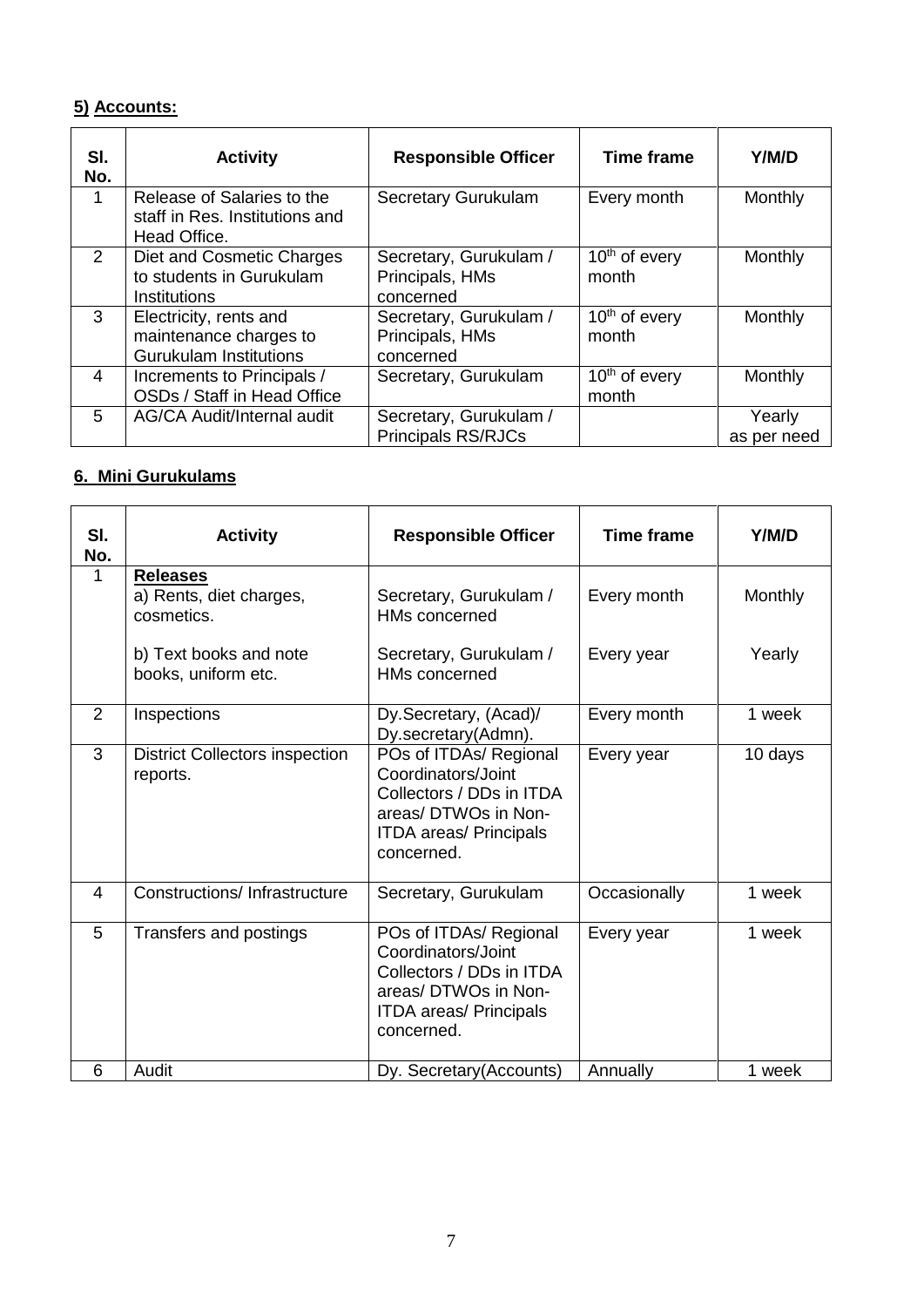**5) Accounts:**

| Sl. No. | Activity | Responsible Officer | Time frame | Y/M/D |
|---|---|---|---|---|
| 1 | Release of Salaries to the staff in Res. Institutions and Head Office. | Secretary Gurukulam | Every month | Monthly |
| 2 | Diet and Cosmetic Charges to students in Gurukulam Institutions | Secretary, Gurukulam / Principals, HMs concerned | 10th of every month | Monthly |
| 3 | Electricity, rents and maintenance charges to Gurukulam Institutions | Secretary, Gurukulam / Principals, HMs concerned | 10th of every month | Monthly |
| 4 | Increments to Principals / OSDs / Staff in Head Office | Secretary, Gurukulam | 10th of every month | Monthly |
| 5 | AG/CA Audit/Internal audit | Secretary, Gurukulam / Principals RS/RJCs | | Yearly as per need |

**6. Mini Gurukulams**

| Sl. No. | Activity | Responsible Officer | Time frame | Y/M/D |
|---|---|---|---|---|
| 1 | **Releases** a) Rents, diet charges, cosmetics. | Secretary, Gurukulam / HMs concerned | Every month | Monthly |
| | b) Text books and note books, uniform etc. | Secretary, Gurukulam / HMs concerned | Every year | Yearly |
| 2 | Inspections | Dy.Secretary, (Acad)/ Dy.secretary(Admn). | Every month | 1 week |
| 3 | District Collectors inspection reports. | POs of ITDAs/ Regional Coordinators/Joint Collectors / DDs in ITDA areas/ DTWOs in Non-ITDA areas/ Principals concerned. | Every year | 10 days |
| 4 | Constructions/ Infrastructure | Secretary, Gurukulam | Occasionally | 1 week |
| 5 | Transfers and postings | POs of ITDAs/ Regional Coordinators/Joint Collectors / DDs in ITDA areas/ DTWOs in Non-ITDA areas/ Principals concerned. | Every year | 1 week |
| 6 | Audit | Dy. Secretary(Accounts) | Annually | 1 week |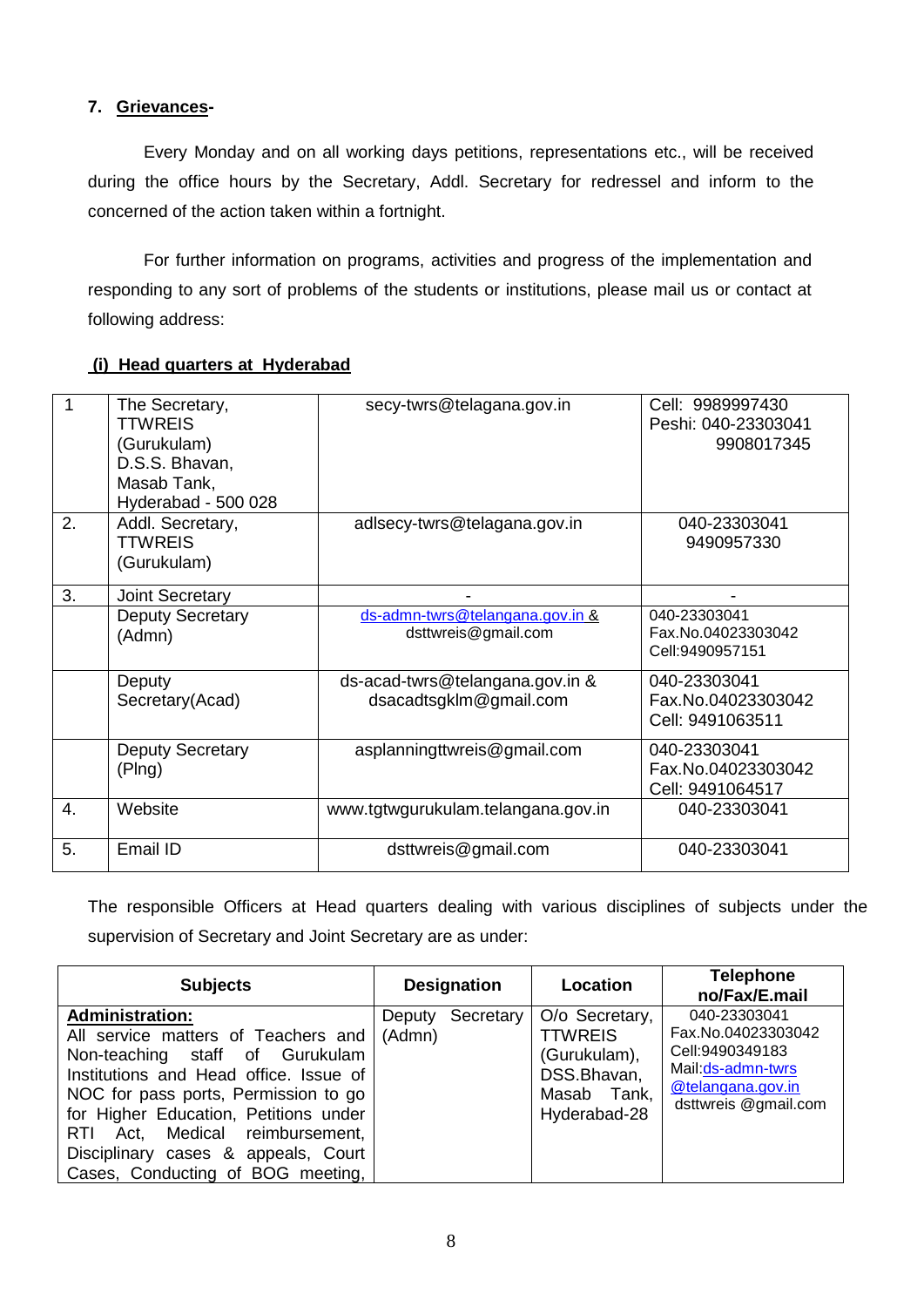**7. Grievances-**

Every Monday and on all working days petitions, representations etc., will be received during the office hours by the Secretary, Addl. Secretary for redressel and inform to the concerned of the action taken within a fortnight.

For further information on programs, activities and progress of the implementation and responding to any sort of problems of the students or institutions, please mail us or contact at following address:

**(i) Head quarters at Hyderabad**

| | | | |
|---|---|---|---|
| 1 | The Secretary, TTWREIS (Gurukulam) D.S.S. Bhavan, Masab Tank, Hyderabad - 500 028 | secy-twrs@telagana.gov.in | Cell: 9989997430<br>Peshi: 040-23303041<br>9908017345 |
| 2. | Addl. Secretary, TTWREIS (Gurukulam) | adlsecy-twrs@telagana.gov.in | 040-23303041<br>9490957330 |
| 3. | Joint Secretary | - | - |
| | Deputy Secretary (Admn) | ds-admn-twrs@telangana.gov.in & dsttwreis@gmail.com | 040-23303041<br>Fax.No.04023303042<br>Cell:9490957151 |
| | Deputy Secretary(Acad) | ds-acad-twrs@telangana.gov.in & dsacadtsgklm@gmail.com | 040-23303041<br>Fax.No.04023303042<br>Cell: 9491063511 |
| | Deputy Secretary (Plng) | asplanningttwreis@gmail.com | 040-23303041<br>Fax.No.04023303042<br>Cell: 9491064517 |
| 4. | Website | www.tgtwgurukulam.telangana.gov.in | 040-23303041 |
| 5. | Email ID | dsttwreis@gmail.com | 040-23303041 |

The responsible Officers at Head quarters dealing with various disciplines of subjects under the supervision of Secretary and Joint Secretary are as under:

| Subjects | Designation | Location | Telephone no/Fax/E.mail |
|---|---|---|---|
| **Administration:** All service matters of Teachers and Non-teaching staff of Gurukulam Institutions and Head office. Issue of NOC for pass ports, Permission to go for Higher Education, Petitions under RTI Act, Medical reimbursement, Disciplinary cases & appeals, Court Cases, Conducting of BOG meeting, | Deputy Secretary (Admn) | O/o Secretary, TTWREIS (Gurukulam), DSS.Bhavan, Masab Tank, Hyderabad-28 | 040-23303041<br>Fax.No.04023303042<br>Cell:9490349183<br>Mail:ds-admn-twrs @telangana.gov.in<br>dsttwreis @gmail.com |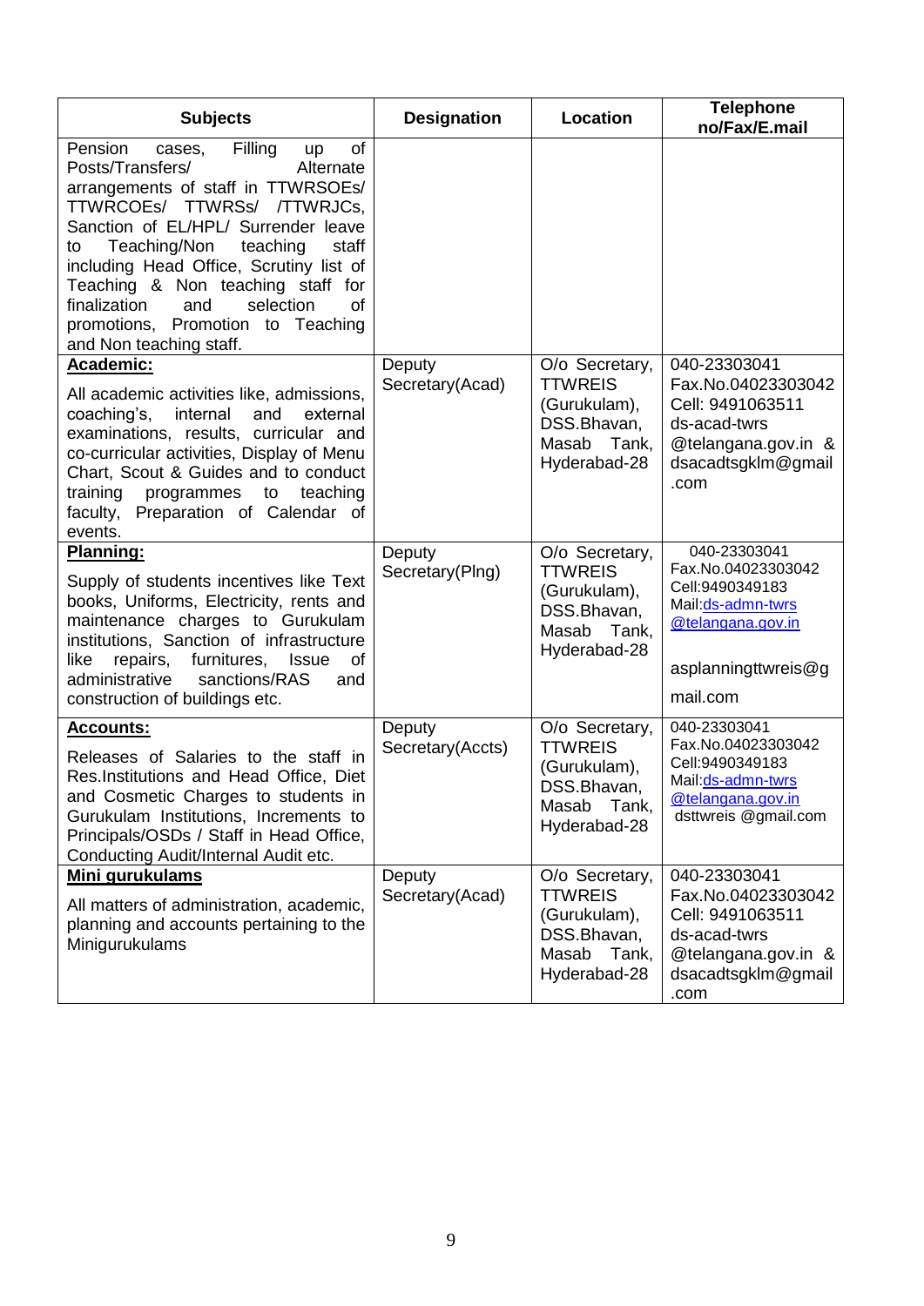| Subjects | Designation | Location | Telephone no/Fax/E.mail |
|---|---|---|---|
| Pension cases, Filling up of Posts/Transfers/ Alternate arrangements of staff in TTWRSOEs/ TTWRCOEs/ TTWRSs/ /TTWRJCs, Sanction of EL/HPL/ Surrender leave to Teaching/Non teaching staff including Head Office, Scrutiny list of Teaching & Non teaching staff for finalization and selection of promotions, Promotion to Teaching and Non teaching staff. | | | |
| **Academic:** All academic activities like, admissions, coaching's, internal and external examinations, results, curricular and co-curricular activities, Display of Menu Chart, Scout & Guides and to conduct training programmes to teaching faculty, Preparation of Calendar of events. | Deputy Secretary(Acad) | O/o Secretary, TTWREIS (Gurukulam), DSS.Bhavan, Masab Tank, Hyderabad-28 | 040-23303041 Fax.No.04023303042 Cell: 9491063511 ds-acad-twrs @telangana.gov.in & dsacadtsgklm@gmail .com |
| **Planning:** Supply of students incentives like Text books, Uniforms, Electricity, rents and maintenance charges to Gurukulam institutions, Sanction of infrastructure like repairs, furnitures, Issue of administrative sanctions/RAS and construction of buildings etc. | Deputy Secretary(Plng) | O/o Secretary, TTWREIS (Gurukulam), DSS.Bhavan, Masab Tank, Hyderabad-28 | 040-23303041 Fax.No.04023303042 Cell:9490349183 Mail:ds-admn-twrs @telangana.gov.in asplanningttwreis@g mail.com |
| **Accounts:** Releases of Salaries to the staff in Res.Institutions and Head Office, Diet and Cosmetic Charges to students in Gurukulam Institutions, Increments to Principals/OSDs / Staff in Head Office, Conducting Audit/Internal Audit etc. | Deputy Secretary(Accts) | O/o Secretary, TTWREIS (Gurukulam), DSS.Bhavan, Masab Tank, Hyderabad-28 | 040-23303041 Fax.No.04023303042 Cell:9490349183 Mail:ds-admn-twrs @telangana.gov.in dsttwreis @gmail.com |
| **Mini gurukulams** All matters of administration, academic, planning and accounts pertaining to the Minigurukulams | Deputy Secretary(Acad) | O/o Secretary, TTWREIS (Gurukulam), DSS.Bhavan, Masab Tank, Hyderabad-28 | 040-23303041 Fax.No.04023303042 Cell: 9491063511 ds-acad-twrs @telangana.gov.in & dsacadtsgklm@gmail .com |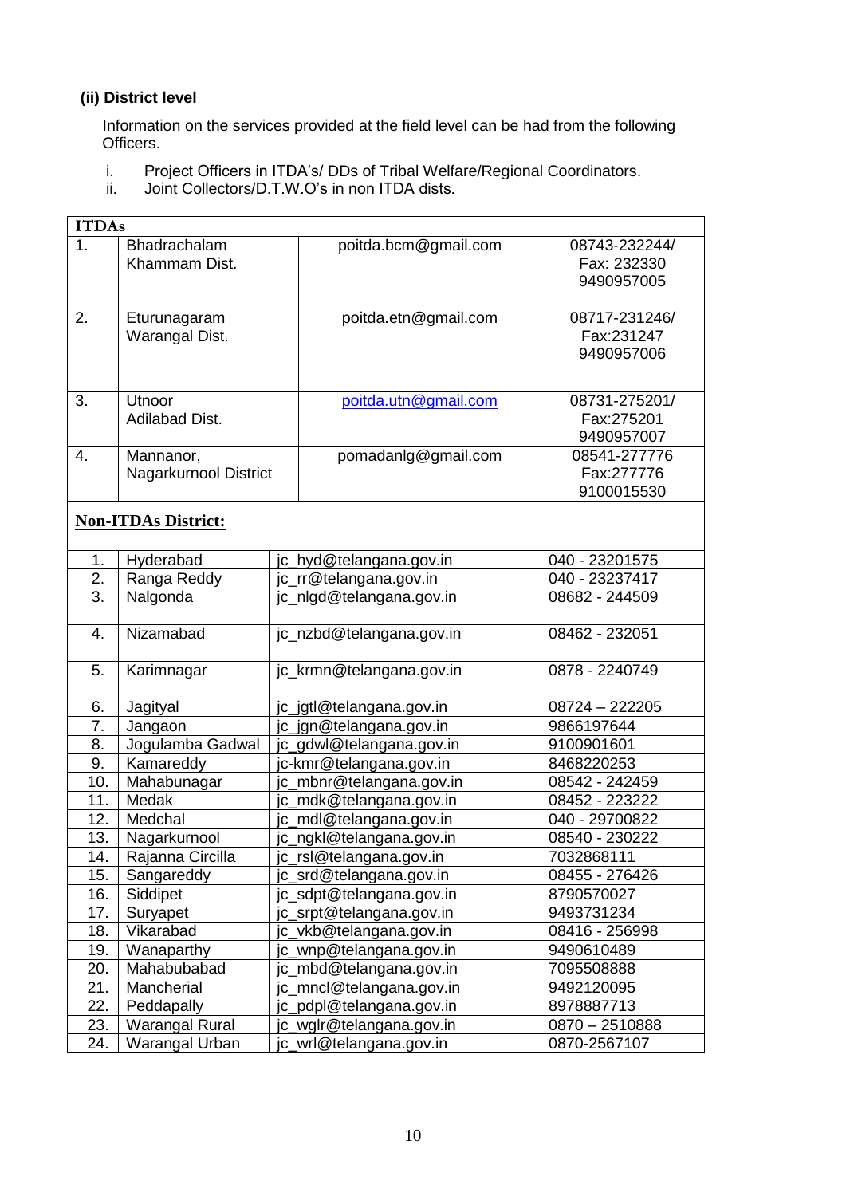### (ii) District level

Information on the services provided at the field level can be had from the following Officers.

i. Project Officers in ITDA's/ DDs of Tribal Welfare/Regional Coordinators.
ii. Joint Collectors/D.T.W.O's in non ITDA dists.

| ITDAs | | | |
|---|---|---|---|
| 1. | Bhadrachalam Khammam Dist. | poitda.bcm@gmail.com | 08743-232244/ Fax: 232330 9490957005 |
| 2. | Eturunagaram Warangal Dist. | poitda.etn@gmail.com | 08717-231246/ Fax:231247 9490957006 |
| 3. | Utnoor Adilabad Dist. | poitda.utn@gmail.com | 08731-275201/ Fax:275201 9490957007 |
| 4. | Mannanor, Nagarkurnool District | pomadanlg@gmail.com | 08541-277776 Fax:277776 9100015530 |

**Non-ITDAs District:**

| | | | |
|---|---|---|---|
| 1. | Hyderabad | jc_hyd@telangana.gov.in | 040 - 23201575 |
| 2. | Ranga Reddy | jc_rr@telangana.gov.in | 040 - 23237417 |
| 3. | Nalgonda | jc_nlgd@telangana.gov.in | 08682 - 244509 |
| 4. | Nizamabad | jc_nzbd@telangana.gov.in | 08462 - 232051 |
| 5. | Karimnagar | jc_krmn@telangana.gov.in | 0878 - 2240749 |
| 6. | Jagityal | jc_jgtl@telangana.gov.in | 08724 – 222205 |
| 7. | Jangaon | jc_jgn@telangana.gov.in | 9866197644 |
| 8. | Jogulamba Gadwal | jc_gdwl@telangana.gov.in | 9100901601 |
| 9. | Kamareddy | jc-kmr@telangana.gov.in | 8468220253 |
| 10. | Mahabunagar | jc_mbnr@telangana.gov.in | 08542 - 242459 |
| 11. | Medak | jc_mdk@telangana.gov.in | 08452 - 223222 |
| 12. | Medchal | jc_mdl@telangana.gov.in | 040 - 29700822 |
| 13. | Nagarkurnool | jc_ngkl@telangana.gov.in | 08540 - 230222 |
| 14. | Rajanna Circilla | jc_rsl@telangana.gov.in | 7032868111 |
| 15. | Sangareddy | jc_srd@telangana.gov.in | 08455 - 276426 |
| 16. | Siddipet | jc_sdpt@telangana.gov.in | 8790570027 |
| 17. | Suryapet | jc_srpt@telangana.gov.in | 9493731234 |
| 18. | Vikarabad | jc_vkb@telangana.gov.in | 08416 - 256998 |
| 19. | Wanaparthy | jc_wnp@telangana.gov.in | 9490610489 |
| 20. | Mahabubabad | jc_mbd@telangana.gov.in | 7095508888 |
| 21. | Mancherial | jc_mncl@telangana.gov.in | 9492120095 |
| 22. | Peddapally | jc_pdpl@telangana.gov.in | 8978887713 |
| 23. | Warangal Rural | jc_wglr@telangana.gov.in | 0870 – 2510888 |
| 24. | Warangal Urban | jc_wrl@telangana.gov.in | 0870-2567107 |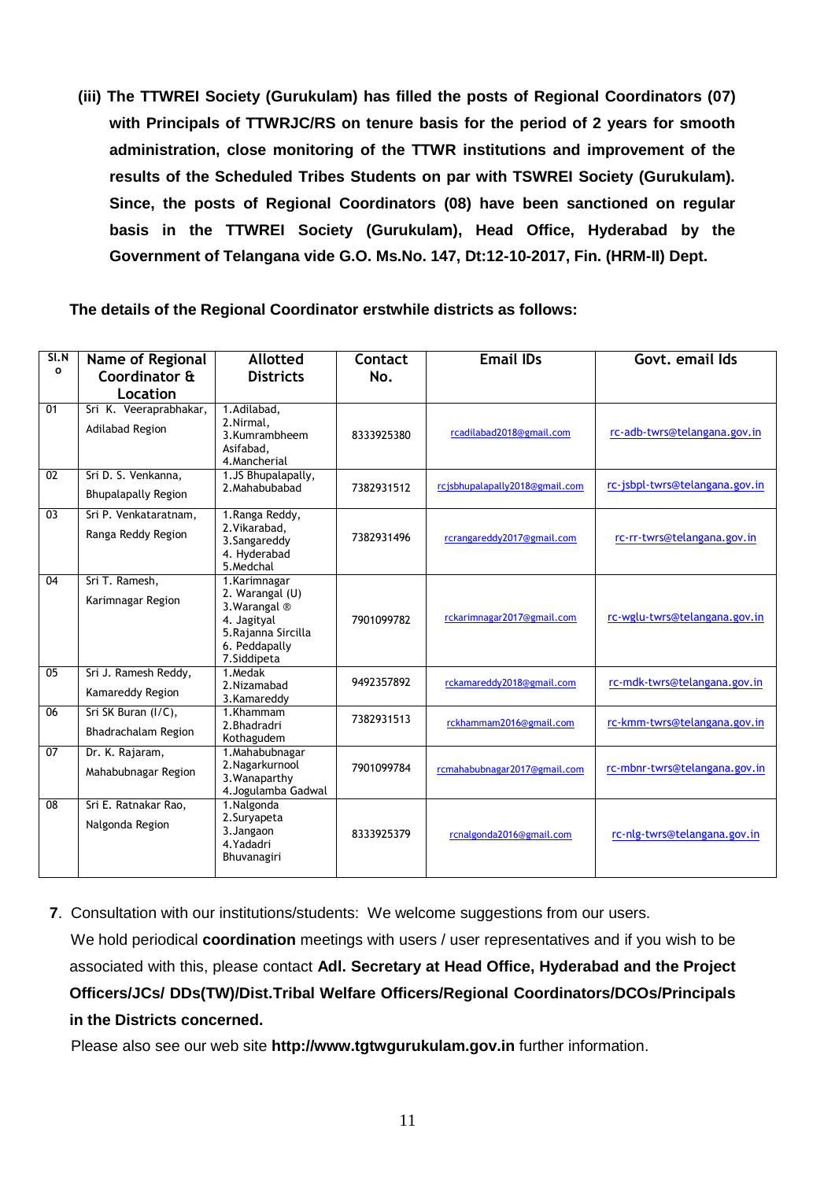**(iii) The TTWREI Society (Gurukulam) has filled the posts of Regional Coordinators (07) with Principals of TTWRJC/RS on tenure basis for the period of 2 years for smooth administration, close monitoring of the TTWR institutions and improvement of the results of the Scheduled Tribes Students on par with TSWREI Society (Gurukulam). Since, the posts of Regional Coordinators (08) have been sanctioned on regular basis in the TTWREI Society (Gurukulam), Head Office, Hyderabad by the Government of Telangana vide G.O. Ms.No. 147, Dt:12-10-2017, Fin. (HRM-II) Dept.**

**The details of the Regional Coordinator erstwhile districts as follows:**

| Sl.No | Name of Regional Coordinator & Location | Allotted Districts | Contact No. | Email IDs | Govt. email Ids |
|---|---|---|---|---|---|
| 01 | Sri K. Veeraprabhakar, Adilabad Region | 1.Adilabad, 2.Nirmal, 3.Kumrambheem Asifabad, 4.Mancherial | 8333925380 | rcadilabad2018@gmail.com | rc-adb-twrs@telangana.gov.in |
| 02 | Sri D. S. Venkanna, Bhupalapally Region | 1.JS Bhupalapally, 2.Mahabubabad | 7382931512 | rcjsbhupalapally2018@gmail.com | rc-jsbpl-twrs@telangana.gov.in |
| 03 | Sri P. Venkataratnam, Ranga Reddy Region | 1.Ranga Reddy, 2.Vikarabad, 3.Sangareddy 4. Hyderabad 5.Medchal | 7382931496 | rcrangareddy2017@gmail.com | rc-rr-twrs@telangana.gov.in |
| 04 | Sri T. Ramesh, Karimnagar Region | 1.Karimnagar 2. Warangal (U) 3.Warangal ® 4. Jagityal 5.Rajanna Sircilla 6. Peddapally 7.Siddipeta | 7901099782 | rckarimnagar2017@gmail.com | rc-wglu-twrs@telangana.gov.in |
| 05 | Sri J. Ramesh Reddy, Kamareddy Region | 1.Medak 2.Nizamabad 3.Kamareddy | 9492357892 | rckamareddy2018@gmail.com | rc-mdk-twrs@telangana.gov.in |
| 06 | Sri SK Buran (I/C), Bhadrachalam Region | 1.Khammam 2.Bhadradri Kothagudem | 7382931513 | rckhammam2016@gmail.com | rc-kmm-twrs@telangana.gov.in |
| 07 | Dr. K. Rajaram, Mahabubnagar Region | 1.Mahabubnagar 2.Nagarkurnool 3.Wanaparthy 4.Jogulamba Gadwal | 7901099784 | rcmahabubnagar2017@gmail.com | rc-mbnr-twrs@telangana.gov.in |
| 08 | Sri E. Ratnakar Rao, Nalgonda Region | 1.Nalgonda 2.Suryapeta 3.Jangaon 4.Yadadri Bhuvanagiri | 8333925379 | rcnalgonda2016@gmail.com | rc-nlg-twrs@telangana.gov.in |

**7**. Consultation with our institutions/students: We welcome suggestions from our users.

We hold periodical **coordination** meetings with users / user representatives and if you wish to be associated with this, please contact **Adl. Secretary at Head Office, Hyderabad and the Project Officers/JCs/ DDs(TW)/Dist.Tribal Welfare Officers/Regional Coordinators/DCOs/Principals in the Districts concerned.**

Please also see our web site **http://www.tgtwgurukulam.gov.in** further information.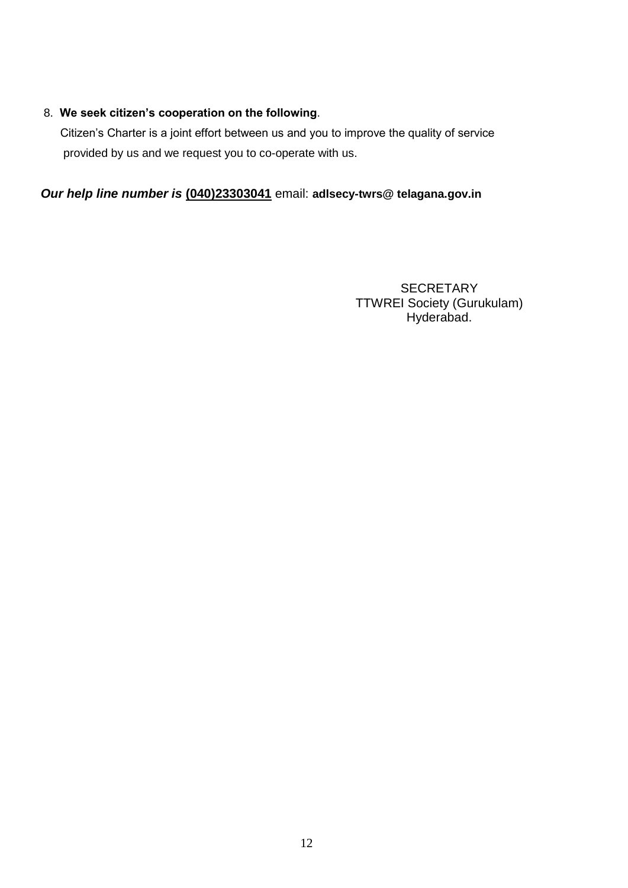8. **We seek citizen's cooperation on the following**.

Citizen's Charter is a joint effort between us and you to improve the quality of service provided by us and we request you to co-operate with us.

***Our help line number is*** **(040)23303041** email: **adlsecy-twrs@ telagana.gov.in**

SECRETARY
TTWREI Society (Gurukulam)
Hyderabad.